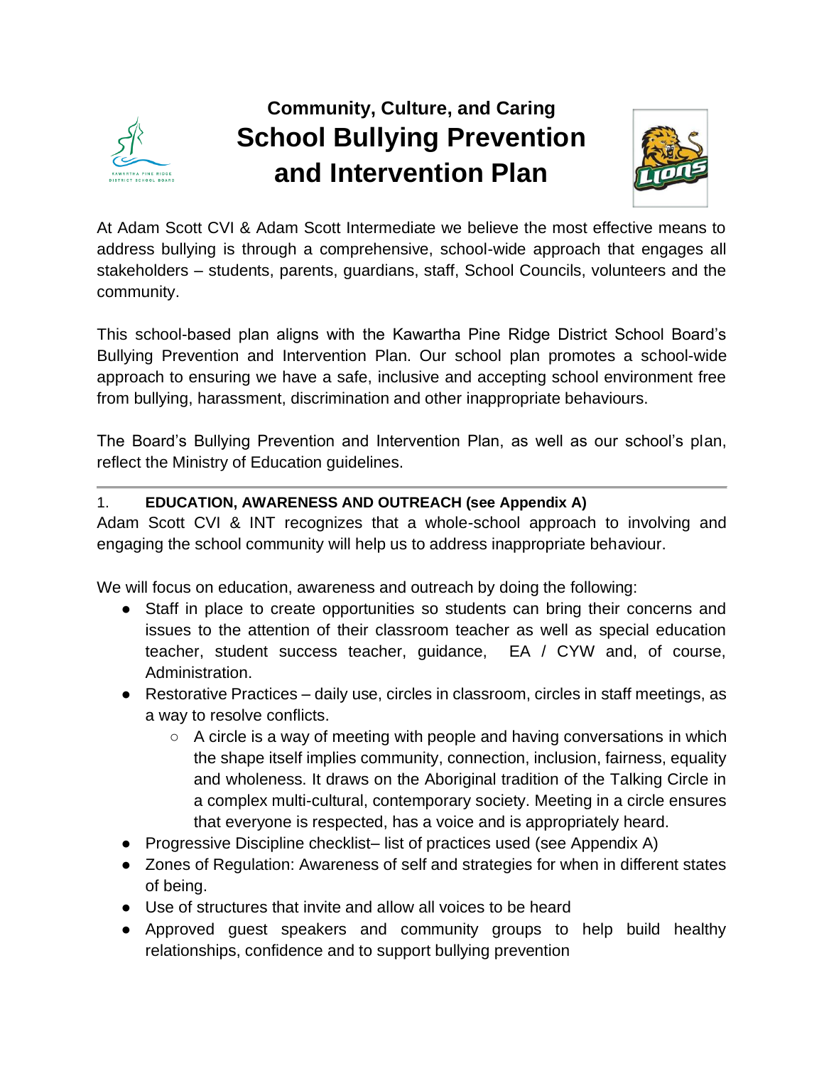### Community, Culture, and Caring

# School Bullying Prevention and Intervention Plan

At Adam Scott CVI & Adam Scott Intermediate we believe the most effective means to address bullying is through a comprehensive, school-wide approach that engages all stakeholders – students, parents, guardians, staff, School Councils, volunteers and the community.

This school-based plan aligns with the Kawartha Pine Ridge District School Board's Bullying Prevention and Intervention Plan. Our school plan promotes a school-wide approach to ensuring we have a safe, inclusive and accepting school environment free from bullying, harassment, discrimination and other inappropriate behaviours.

The Board's Bullying Prevention and Intervention Plan, as well as our school's plan, reflect the Ministry of Education guidelines.

---

## 1. EDUCATION, AWARENESS AND OUTREACH (see Appendix A)

Adam Scott CVI & INT recognizes that a whole-school approach to involving and engaging the school community will help us to address inappropriate behaviour.

We will focus on education, awareness and outreach by doing the following:

- Staff in place to create opportunities so students can bring their concerns and issues to the attention of their classroom teacher as well as special education teacher, student success teacher, guidance, EA / CYW and, of course, Administration.
- Restorative Practices – daily use, circles in classroom, circles in staff meetings, as a way to resolve conflicts.
  - A circle is a way of meeting with people and having conversations in which the shape itself implies community, connection, inclusion, fairness, equality and wholeness. It draws on the Aboriginal tradition of the Talking Circle in a complex multi-cultural, contemporary society. Meeting in a circle ensures that everyone is respected, has a voice and is appropriately heard.
- Progressive Discipline checklist– list of practices used (see Appendix A)
- Zones of Regulation: Awareness of self and strategies for when in different states of being.
- Use of structures that invite and allow all voices to be heard
- Approved guest speakers and community groups to help build healthy relationships, confidence and to support bullying prevention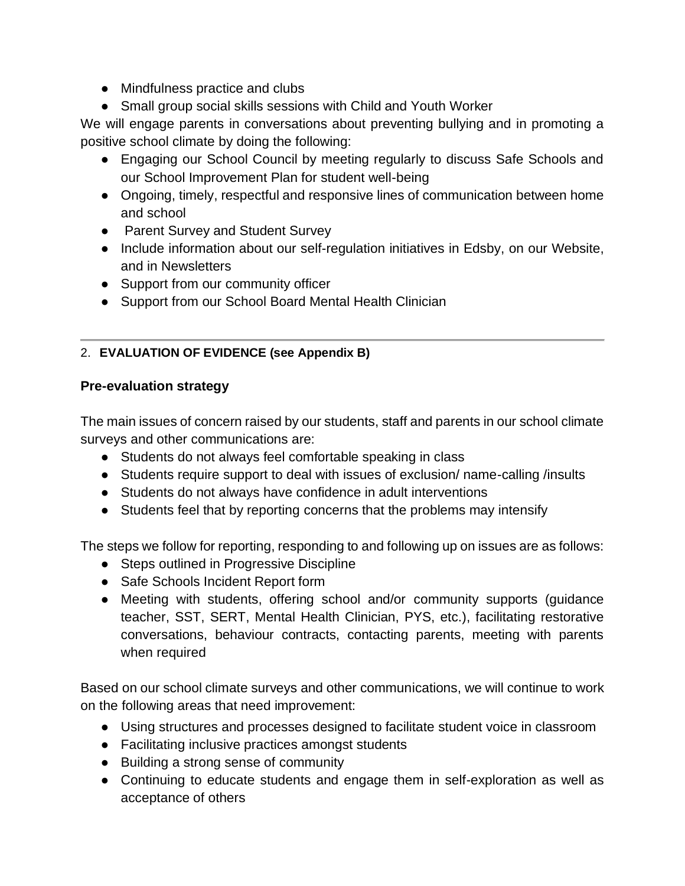- Mindfulness practice and clubs
- Small group social skills sessions with Child and Youth Worker

We will engage parents in conversations about preventing bullying and in promoting a positive school climate by doing the following:

- Engaging our School Council by meeting regularly to discuss Safe Schools and our School Improvement Plan for student well-being
- Ongoing, timely, respectful and responsive lines of communication between home and school
- Parent Survey and Student Survey
- Include information about our self-regulation initiatives in Edsby, on our Website, and in Newsletters
- Support from our community officer
- Support from our School Board Mental Health Clinician

---

## 2. EVALUATION OF EVIDENCE (see Appendix B)

### Pre-evaluation strategy

The main issues of concern raised by our students, staff and parents in our school climate surveys and other communications are:

- Students do not always feel comfortable speaking in class
- Students require support to deal with issues of exclusion/ name-calling /insults
- Students do not always have confidence in adult interventions
- Students feel that by reporting concerns that the problems may intensify

The steps we follow for reporting, responding to and following up on issues are as follows:

- Steps outlined in Progressive Discipline
- Safe Schools Incident Report form
- Meeting with students, offering school and/or community supports (guidance teacher, SST, SERT, Mental Health Clinician, PYS, etc.), facilitating restorative conversations, behaviour contracts, contacting parents, meeting with parents when required

Based on our school climate surveys and other communications, we will continue to work on the following areas that need improvement:

- Using structures and processes designed to facilitate student voice in classroom
- Facilitating inclusive practices amongst students
- Building a strong sense of community
- Continuing to educate students and engage them in self-exploration as well as acceptance of others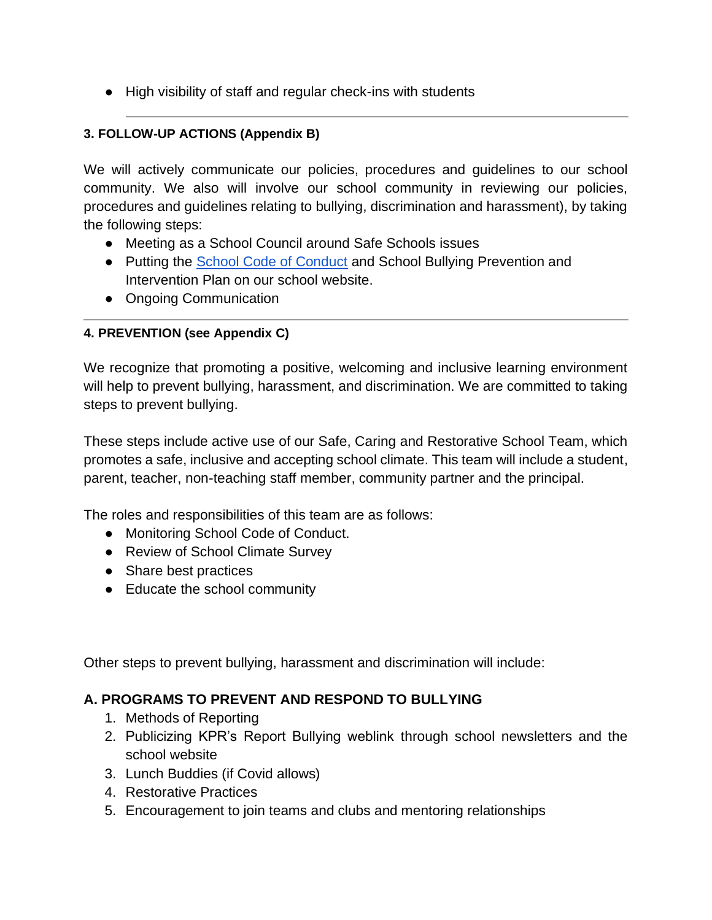- High visibility of staff and regular check-ins with students

---

#### 3. FOLLOW-UP ACTIONS (Appendix B)

We will actively communicate our policies, procedures and guidelines to our school community. We also will involve our school community in reviewing our policies, procedures and guidelines relating to bullying, discrimination and harassment), by taking the following steps:

- Meeting as a School Council around Safe Schools issues
- Putting the School Code of Conduct and School Bullying Prevention and Intervention Plan on our school website.
- Ongoing Communication

---

#### 4. PREVENTION (see Appendix C)

We recognize that promoting a positive, welcoming and inclusive learning environment will help to prevent bullying, harassment, and discrimination. We are committed to taking steps to prevent bullying.

These steps include active use of our Safe, Caring and Restorative School Team, which promotes a safe, inclusive and accepting school climate. This team will include a student, parent, teacher, non-teaching staff member, community partner and the principal.

The roles and responsibilities of this team are as follows:

- Monitoring School Code of Conduct.
- Review of School Climate Survey
- Share best practices
- Educate the school community

Other steps to prevent bullying, harassment and discrimination will include:

### A. PROGRAMS TO PREVENT AND RESPOND TO BULLYING

1. Methods of Reporting
2. Publicizing KPR's Report Bullying weblink through school newsletters and the school website
3. Lunch Buddies (if Covid allows)
4. Restorative Practices
5. Encouragement to join teams and clubs and mentoring relationships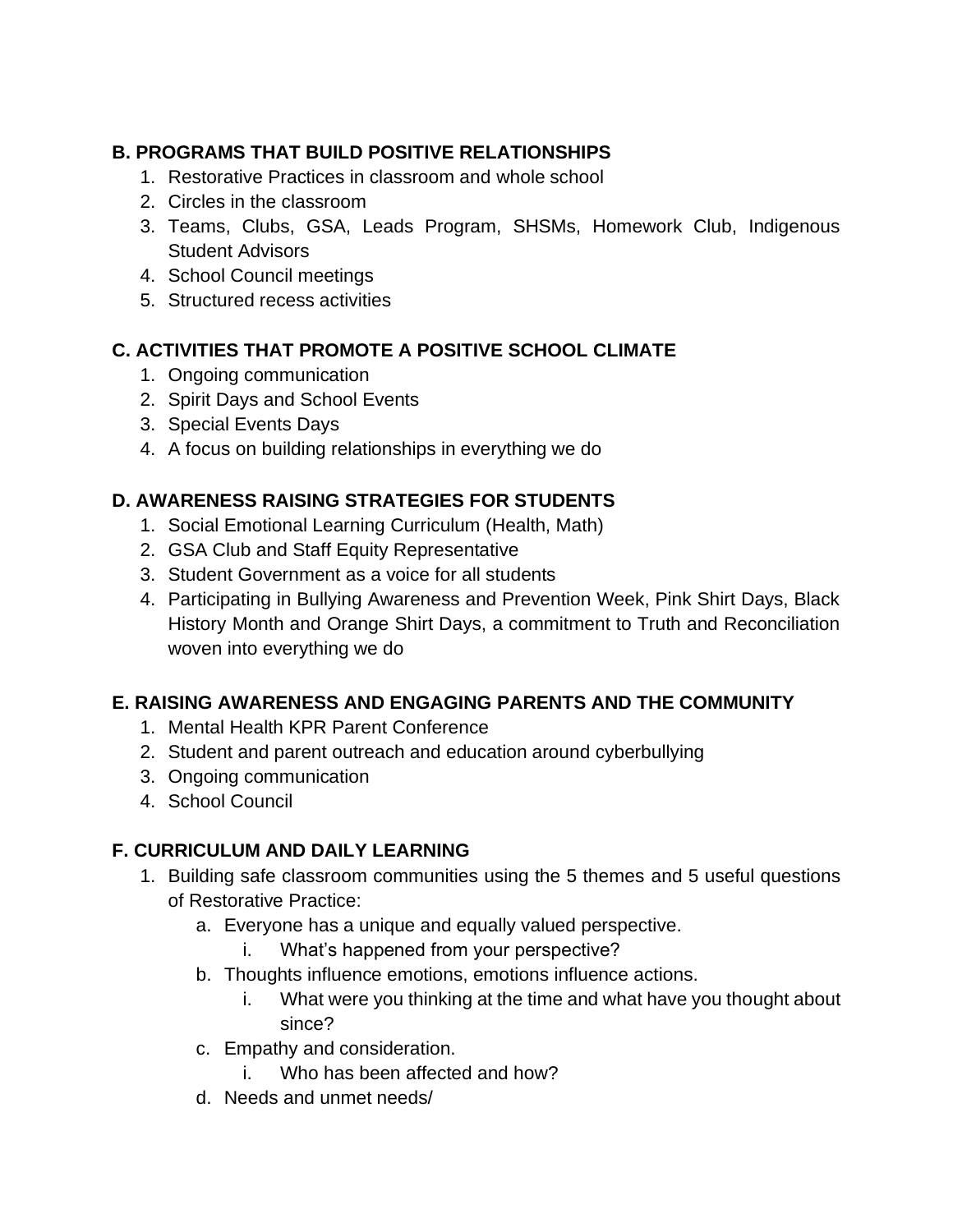### B. PROGRAMS THAT BUILD POSITIVE RELATIONSHIPS

1. Restorative Practices in classroom and whole school
2. Circles in the classroom
3. Teams, Clubs, GSA, Leads Program, SHSMs, Homework Club, Indigenous Student Advisors
4. School Council meetings
5. Structured recess activities

### C. ACTIVITIES THAT PROMOTE A POSITIVE SCHOOL CLIMATE

1. Ongoing communication
2. Spirit Days and School Events
3. Special Events Days
4. A focus on building relationships in everything we do

### D. AWARENESS RAISING STRATEGIES FOR STUDENTS

1. Social Emotional Learning Curriculum (Health, Math)
2. GSA Club and Staff Equity Representative
3. Student Government as a voice for all students
4. Participating in Bullying Awareness and Prevention Week, Pink Shirt Days, Black History Month and Orange Shirt Days, a commitment to Truth and Reconciliation woven into everything we do

### E. RAISING AWARENESS AND ENGAGING PARENTS AND THE COMMUNITY

1. Mental Health KPR Parent Conference
2. Student and parent outreach and education around cyberbullying
3. Ongoing communication
4. School Council

### F. CURRICULUM AND DAILY LEARNING

1. Building safe classroom communities using the 5 themes and 5 useful questions of Restorative Practice:
   a. Everyone has a unique and equally valued perspective.
      i. What's happened from your perspective?
   b. Thoughts influence emotions, emotions influence actions.
      i. What were you thinking at the time and what have you thought about since?
   c. Empathy and consideration.
      i. Who has been affected and how?
   d. Needs and unmet needs/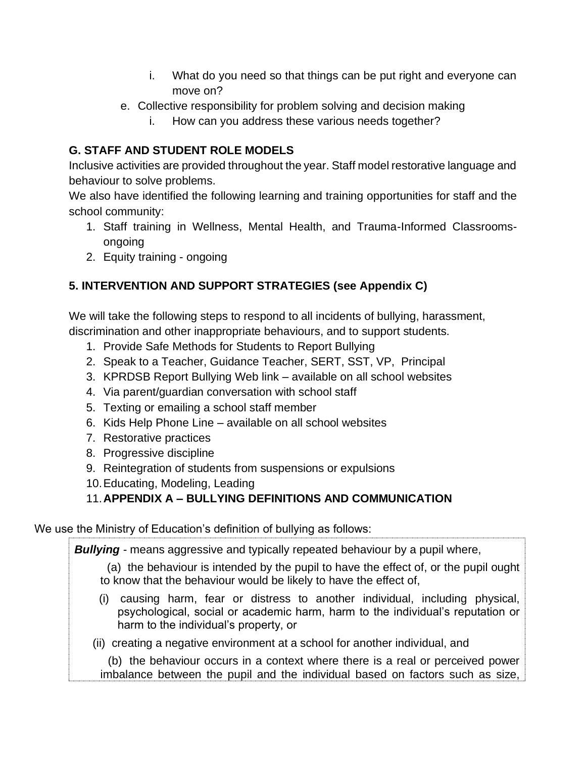i. What do you need so that things can be put right and everyone can move on?

e. Collective responsibility for problem solving and decision making
   i. How can you address these various needs together?

**G. STAFF AND STUDENT ROLE MODELS**

Inclusive activities are provided throughout the year. Staff model restorative language and behaviour to solve problems.

We also have identified the following learning and training opportunities for staff and the school community:

1. Staff training in Wellness, Mental Health, and Trauma-Informed Classrooms- ongoing
2. Equity training - ongoing

**5. INTERVENTION AND SUPPORT STRATEGIES (see Appendix C)**

We will take the following steps to respond to all incidents of bullying, harassment, discrimination and other inappropriate behaviours, and to support students.

1. Provide Safe Methods for Students to Report Bullying
2. Speak to a Teacher, Guidance Teacher, SERT, SST, VP, Principal
3. KPRDSB Report Bullying Web link – available on all school websites
4. Via parent/guardian conversation with school staff
5. Texting or emailing a school staff member
6. Kids Help Phone Line – available on all school websites
7. Restorative practices
8. Progressive discipline
9. Reintegration of students from suspensions or expulsions
10. Educating, Modeling, Leading
11. **APPENDIX A – BULLYING DEFINITIONS AND COMMUNICATION**

We use the Ministry of Education's definition of bullying as follows:

> ***Bullying*** - means aggressive and typically repeated behaviour by a pupil where,
>
> (a) the behaviour is intended by the pupil to have the effect of, or the pupil ought to know that the behaviour would be likely to have the effect of,
>
> (i) causing harm, fear or distress to another individual, including physical, psychological, social or academic harm, harm to the individual's reputation or harm to the individual's property, or
>
> (ii) creating a negative environment at a school for another individual, and
>
> (b) the behaviour occurs in a context where there is a real or perceived power imbalance between the pupil and the individual based on factors such as size,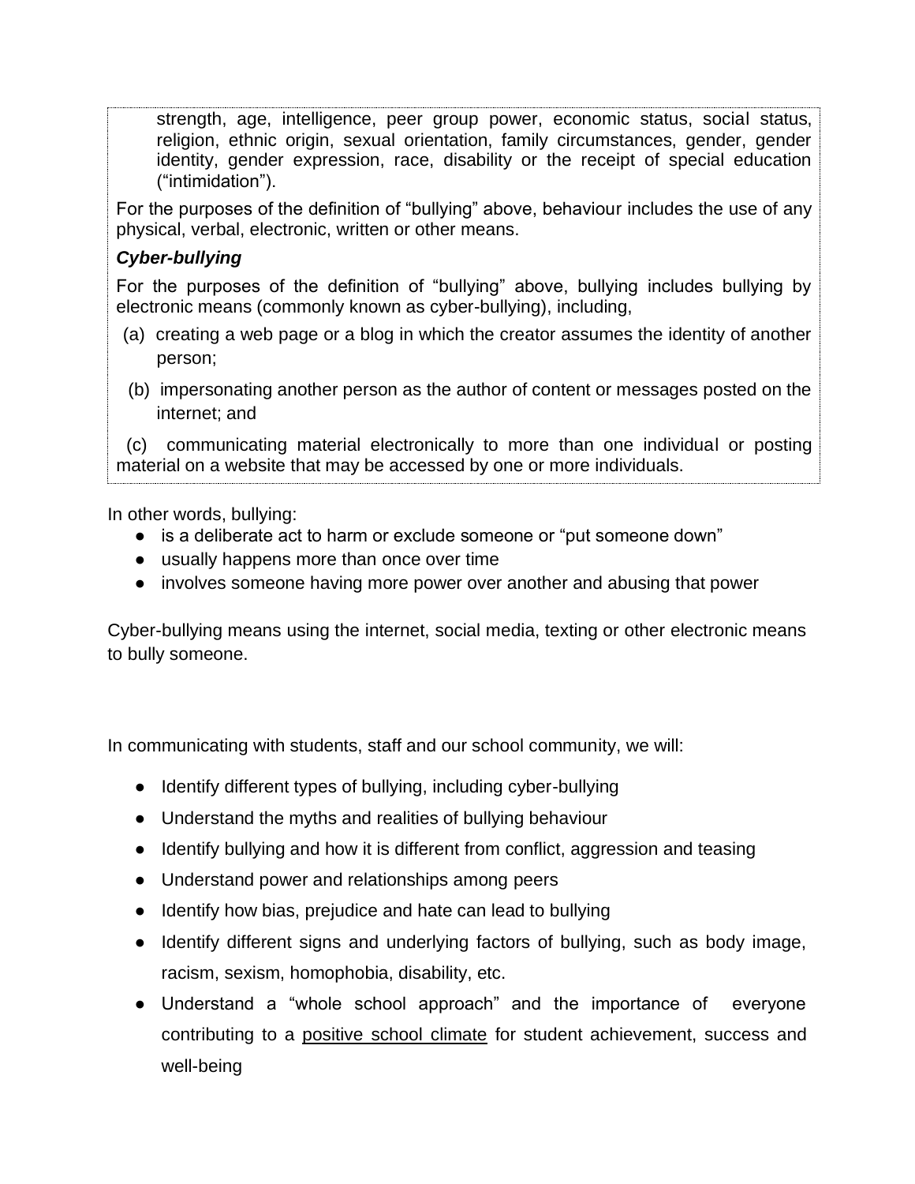strength, age, intelligence, peer group power, economic status, social status, religion, ethnic origin, sexual orientation, family circumstances, gender, gender identity, gender expression, race, disability or the receipt of special education ("intimidation").

For the purposes of the definition of "bullying" above, behaviour includes the use of any physical, verbal, electronic, written or other means.

***Cyber-bullying***

For the purposes of the definition of "bullying" above, bullying includes bullying by electronic means (commonly known as cyber-bullying), including,

(a) creating a web page or a blog in which the creator assumes the identity of another person;

(b) impersonating another person as the author of content or messages posted on the internet; and

(c) communicating material electronically to more than one individual or posting material on a website that may be accessed by one or more individuals.

In other words, bullying:

- is a deliberate act to harm or exclude someone or "put someone down"
- usually happens more than once over time
- involves someone having more power over another and abusing that power

Cyber-bullying means using the internet, social media, texting or other electronic means to bully someone.

In communicating with students, staff and our school community, we will:

- Identify different types of bullying, including cyber-bullying
- Understand the myths and realities of bullying behaviour
- Identify bullying and how it is different from conflict, aggression and teasing
- Understand power and relationships among peers
- Identify how bias, prejudice and hate can lead to bullying
- Identify different signs and underlying factors of bullying, such as body image, racism, sexism, homophobia, disability, etc.
- Understand a "whole school approach" and the importance of everyone contributing to a positive school climate for student achievement, success and well-being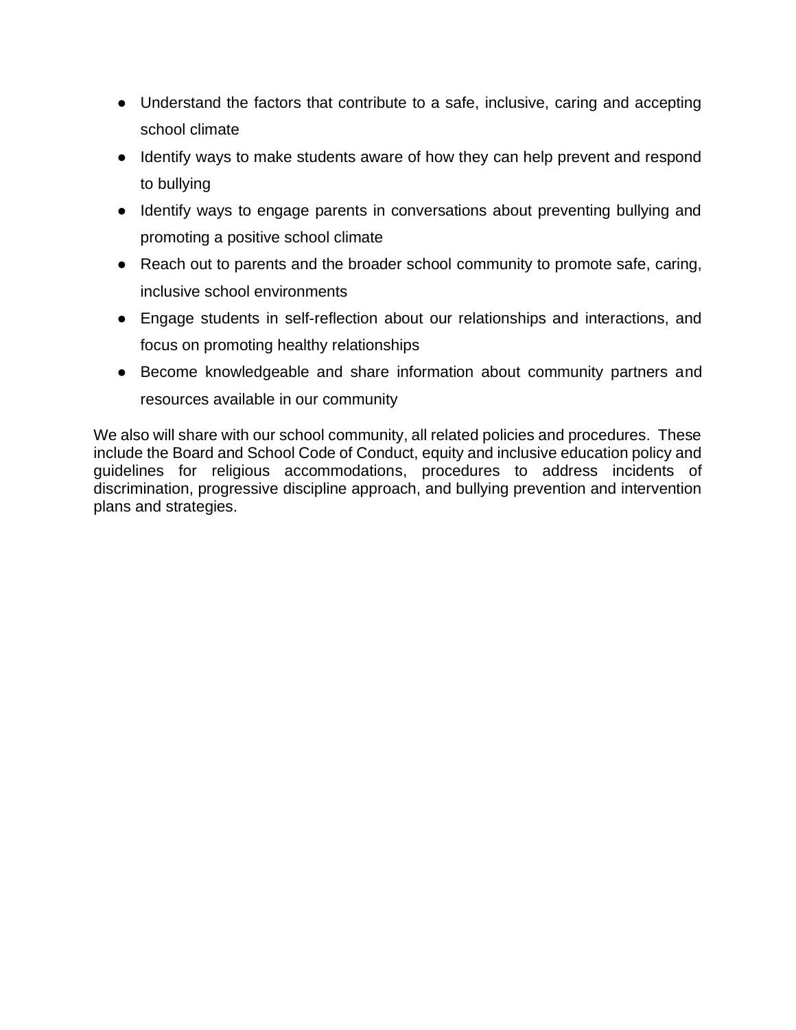- Understand the factors that contribute to a safe, inclusive, caring and accepting school climate
- Identify ways to make students aware of how they can help prevent and respond to bullying
- Identify ways to engage parents in conversations about preventing bullying and promoting a positive school climate
- Reach out to parents and the broader school community to promote safe, caring, inclusive school environments
- Engage students in self-reflection about our relationships and interactions, and focus on promoting healthy relationships
- Become knowledgeable and share information about community partners and resources available in our community

We also will share with our school community, all related policies and procedures. These include the Board and School Code of Conduct, equity and inclusive education policy and guidelines for religious accommodations, procedures to address incidents of discrimination, progressive discipline approach, and bullying prevention and intervention plans and strategies.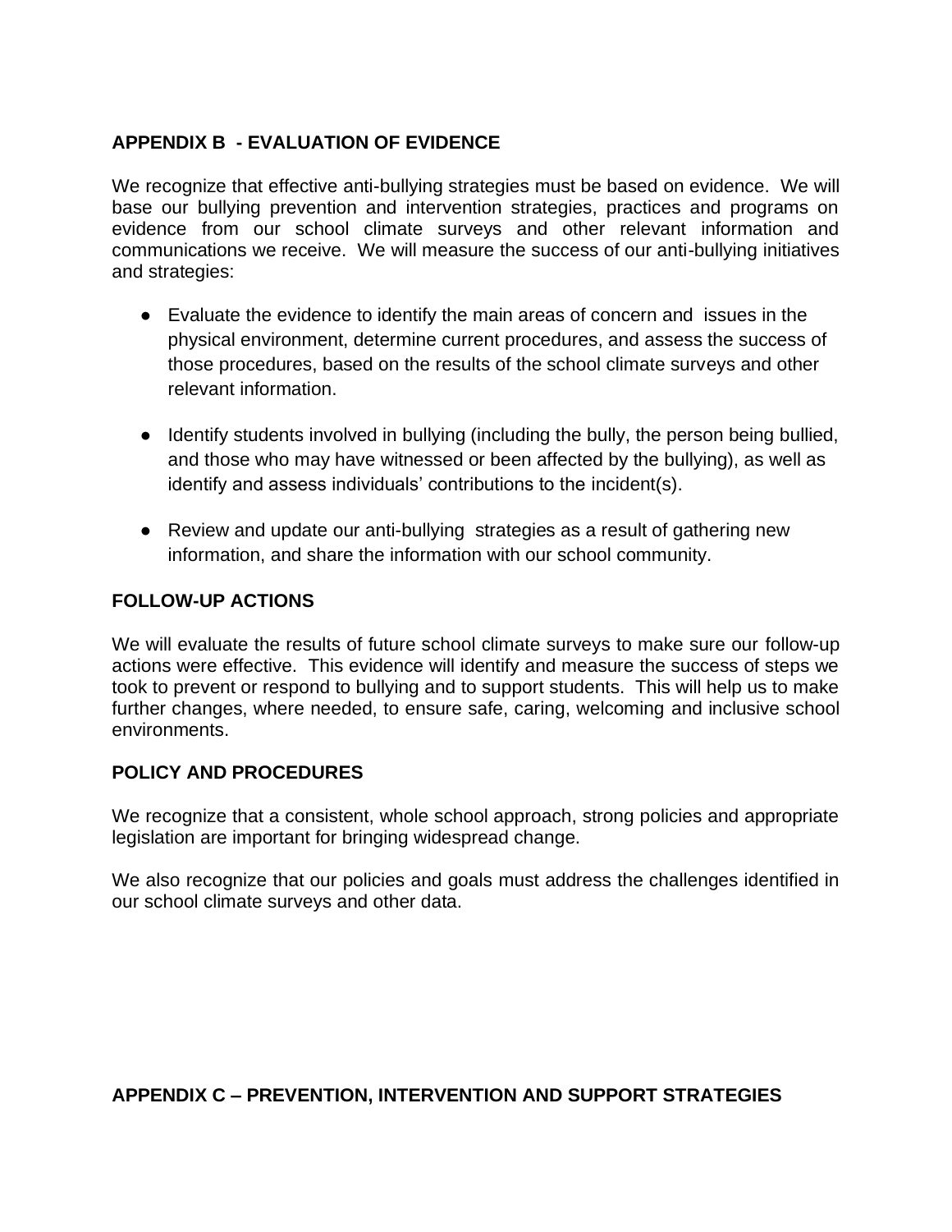## APPENDIX B - EVALUATION OF EVIDENCE

We recognize that effective anti-bullying strategies must be based on evidence. We will base our bullying prevention and intervention strategies, practices and programs on evidence from our school climate surveys and other relevant information and communications we receive. We will measure the success of our anti-bullying initiatives and strategies:

- Evaluate the evidence to identify the main areas of concern and issues in the physical environment, determine current procedures, and assess the success of those procedures, based on the results of the school climate surveys and other relevant information.
- Identify students involved in bullying (including the bully, the person being bullied, and those who may have witnessed or been affected by the bullying), as well as identify and assess individuals' contributions to the incident(s).
- Review and update our anti-bullying strategies as a result of gathering new information, and share the information with our school community.

## FOLLOW-UP ACTIONS

We will evaluate the results of future school climate surveys to make sure our follow-up actions were effective. This evidence will identify and measure the success of steps we took to prevent or respond to bullying and to support students. This will help us to make further changes, where needed, to ensure safe, caring, welcoming and inclusive school environments.

## POLICY AND PROCEDURES

We recognize that a consistent, whole school approach, strong policies and appropriate legislation are important for bringing widespread change.

We also recognize that our policies and goals must address the challenges identified in our school climate surveys and other data.

## APPENDIX C – PREVENTION, INTERVENTION AND SUPPORT STRATEGIES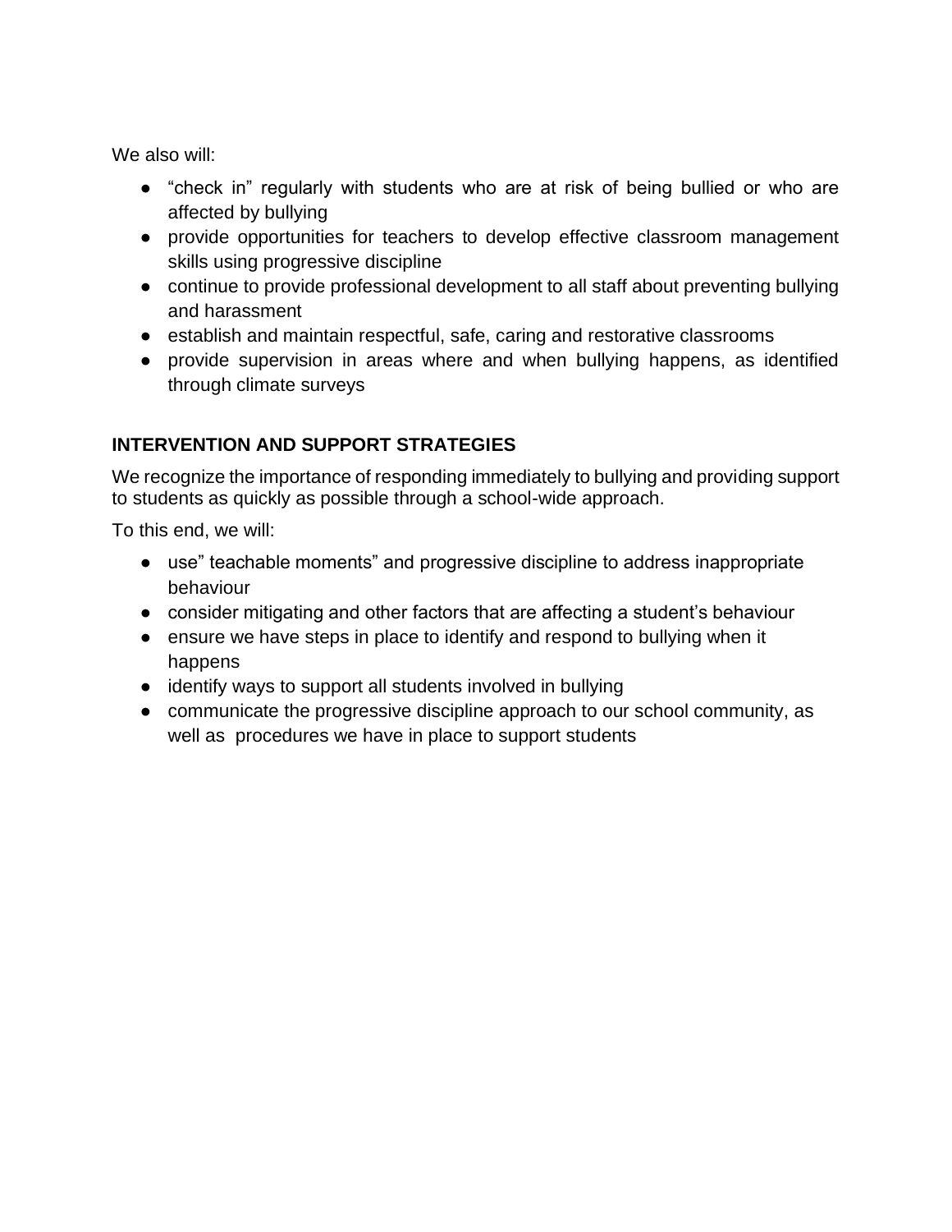We also will:

- “check in” regularly with students who are at risk of being bullied or who are affected by bullying
- provide opportunities for teachers to develop effective classroom management skills using progressive discipline
- continue to provide professional development to all staff about preventing bullying and harassment
- establish and maintain respectful, safe, caring and restorative classrooms
- provide supervision in areas where and when bullying happens, as identified through climate surveys

**INTERVENTION AND SUPPORT STRATEGIES**

We recognize the importance of responding immediately to bullying and providing support to students as quickly as possible through a school-wide approach.

To this end, we will:

- use” teachable moments” and progressive discipline to address inappropriate behaviour
- consider mitigating and other factors that are affecting a student’s behaviour
- ensure we have steps in place to identify and respond to bullying when it happens
- identify ways to support all students involved in bullying
- communicate the progressive discipline approach to our school community, as well as procedures we have in place to support students